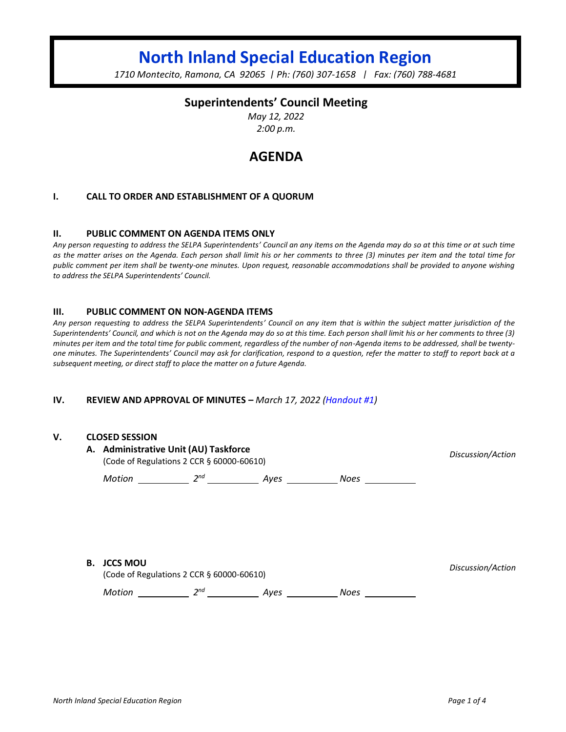# North Inland Special Education Region

*1710 Montecito, Ramona, CA 92065 | Ph: (760) 307-1658 | Fax: (760) 788-4681*

## Superintendents' Council Meeting

*May 12, 2022*
*2:00 p.m.*

## AGENDA

### I. CALL TO ORDER AND ESTABLISHMENT OF A QUORUM

### II. PUBLIC COMMENT ON AGENDA ITEMS ONLY

*Any person requesting to address the SELPA Superintendents' Council an any items on the Agenda may do so at this time or at such time as the matter arises on the Agenda. Each person shall limit his or her comments to three (3) minutes per item and the total time for public comment per item shall be twenty-one minutes. Upon request, reasonable accommodations shall be provided to anyone wishing to address the SELPA Superintendents' Council.*

### III. PUBLIC COMMENT ON NON-AGENDA ITEMS

*Any person requesting to address the SELPA Superintendents' Council on any item that is within the subject matter jurisdiction of the Superintendents' Council, and which is not on the Agenda may do so at this time. Each person shall limit his or her comments to three (3) minutes per item and the total time for public comment, regardless of the number of non-Agenda items to be addressed, shall be twenty-one minutes. The Superintendents' Council may ask for clarification, respond to a question, refer the matter to staff to report back at a subsequent meeting, or direct staff to place the matter on a future Agenda.*

### IV. REVIEW AND APPROVAL OF MINUTES – *March 17, 2022 (Handout #1)*

### V. CLOSED SESSION

**A. Administrative Unit (AU) Taskforce** *Discussion/Action*
(Code of Regulations 2 CCR § 60000-60610)

*Motion* ________ *2nd* ________ *Ayes* ________ *Noes* ________

**B. JCCS MOU** *Discussion/Action*
(Code of Regulations 2 CCR § 60000-60610)

*Motion* ________ *2nd* ________ *Ayes* ________ *Noes* ________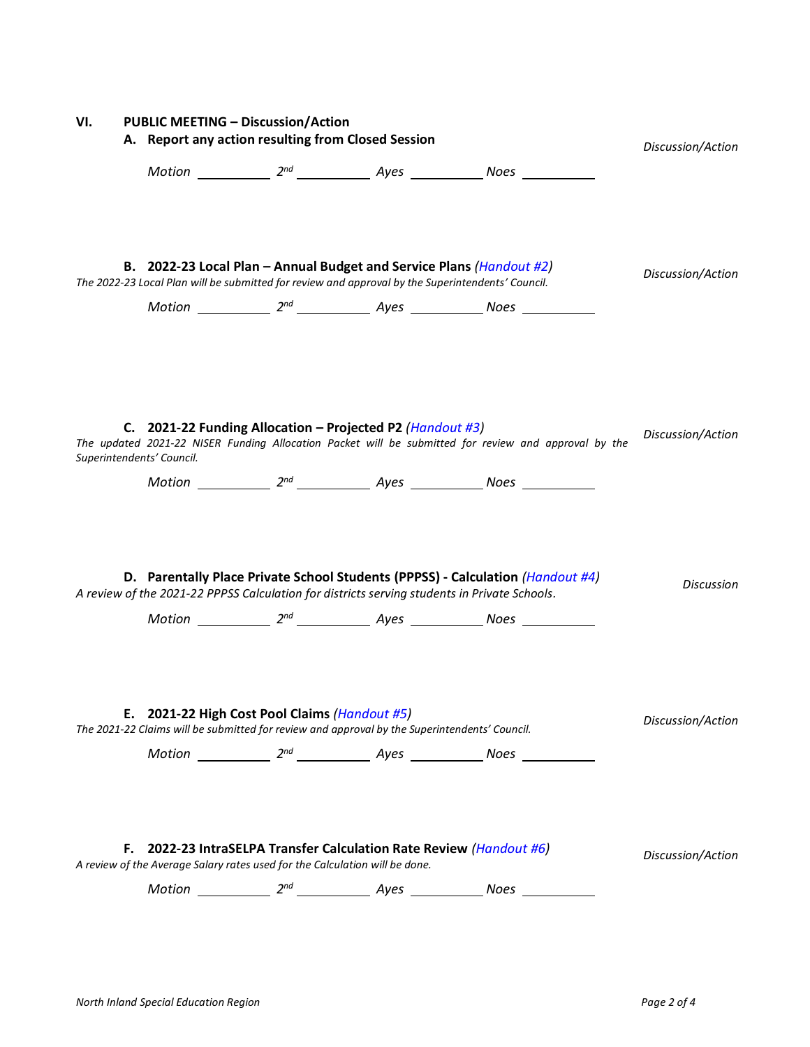## VI. PUBLIC MEETING – Discussion/Action

### A. Report any action resulting from Closed Session

*Discussion/Action*

*Motion* __________ *2nd* __________ *Ayes* __________ *Noes* __________

### B. 2022-23 Local Plan – Annual Budget and Service Plans *(Handout #2)*

*Discussion/Action*

*The 2022-23 Local Plan will be submitted for review and approval by the Superintendents' Council.*

*Motion* __________ *2nd* __________ *Ayes* __________ *Noes* __________

### C. 2021-22 Funding Allocation – Projected P2 *(Handout #3)*

*Discussion/Action*

*The updated 2021-22 NISER Funding Allocation Packet will be submitted for review and approval by the Superintendents' Council.*

*Motion* __________ *2nd* __________ *Ayes* __________ *Noes* __________

### D. Parentally Place Private School Students (PPPSS) - Calculation *(Handout #4)*

*Discussion*

*A review of the 2021-22 PPPSS Calculation for districts serving students in Private Schools.*

*Motion* __________ *2nd* __________ *Ayes* __________ *Noes* __________

### E. 2021-22 High Cost Pool Claims *(Handout #5)*

*Discussion/Action*

*The 2021-22 Claims will be submitted for review and approval by the Superintendents' Council.*

*Motion* __________ *2nd* __________ *Ayes* __________ *Noes* __________

### F. 2022-23 IntraSELPA Transfer Calculation Rate Review *(Handout #6)*

*Discussion/Action*

*A review of the Average Salary rates used for the Calculation will be done.*

*Motion* __________ *2nd* __________ *Ayes* __________ *Noes* __________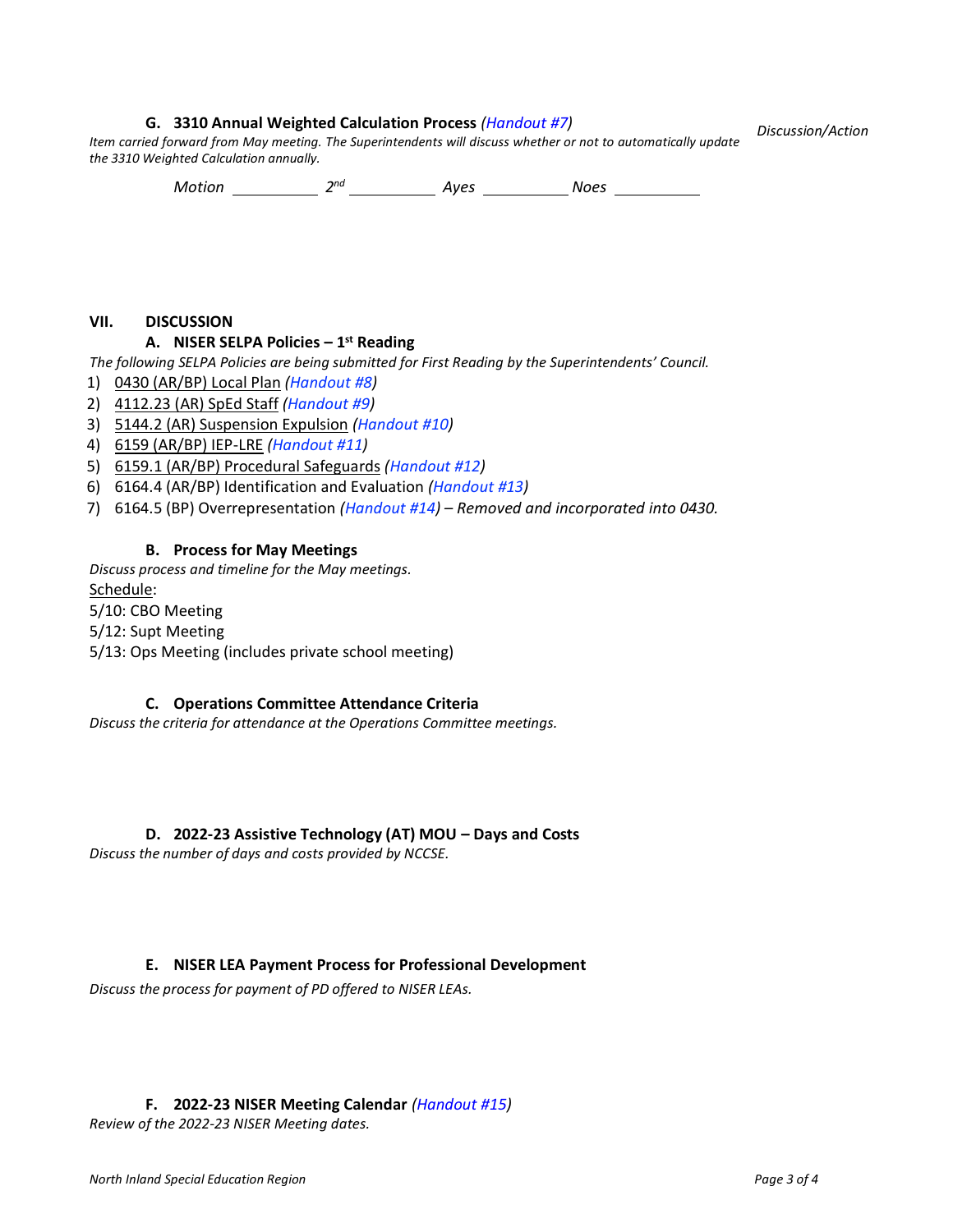### G. 3310 Annual Weighted Calculation Process *(Handout #7)*

*Discussion/Action*

*Item carried forward from May meeting. The Superintendents will discuss whether or not to automatically update the 3310 Weighted Calculation annually.*

*Motion* __________ *2nd* __________ *Ayes* __________ *Noes* __________

## VII. DISCUSSION

### A. NISER SELPA Policies – 1st Reading

*The following SELPA Policies are being submitted for First Reading by the Superintendents' Council.*

1) <u>0430 (AR/BP) Local Plan</u> *(Handout #8)*
2) <u>4112.23 (AR) SpEd Staff</u> *(Handout #9)*
3) <u>5144.2 (AR) Suspension Expulsion</u> *(Handout #10)*
4) <u>6159 (AR/BP) IEP-LRE</u> *(Handout #11)*
5) <u>6159.1 (AR/BP) Procedural Safeguards</u> *(Handout #12)*
6) 6164.4 (AR/BP) Identification and Evaluation *(Handout #13)*
7) 6164.5 (BP) Overrepresentation *(Handout #14) – Removed and incorporated into 0430.*

### B. Process for May Meetings

*Discuss process and timeline for the May meetings.*

<u>Schedule</u>:
5/10: CBO Meeting
5/12: Supt Meeting
5/13: Ops Meeting (includes private school meeting)

### C. Operations Committee Attendance Criteria

*Discuss the criteria for attendance at the Operations Committee meetings.*

### D. 2022-23 Assistive Technology (AT) MOU – Days and Costs

*Discuss the number of days and costs provided by NCCSE.*

### E. NISER LEA Payment Process for Professional Development

*Discuss the process for payment of PD offered to NISER LEAs.*

### F. 2022-23 NISER Meeting Calendar *(Handout #15)*

*Review of the 2022-23 NISER Meeting dates.*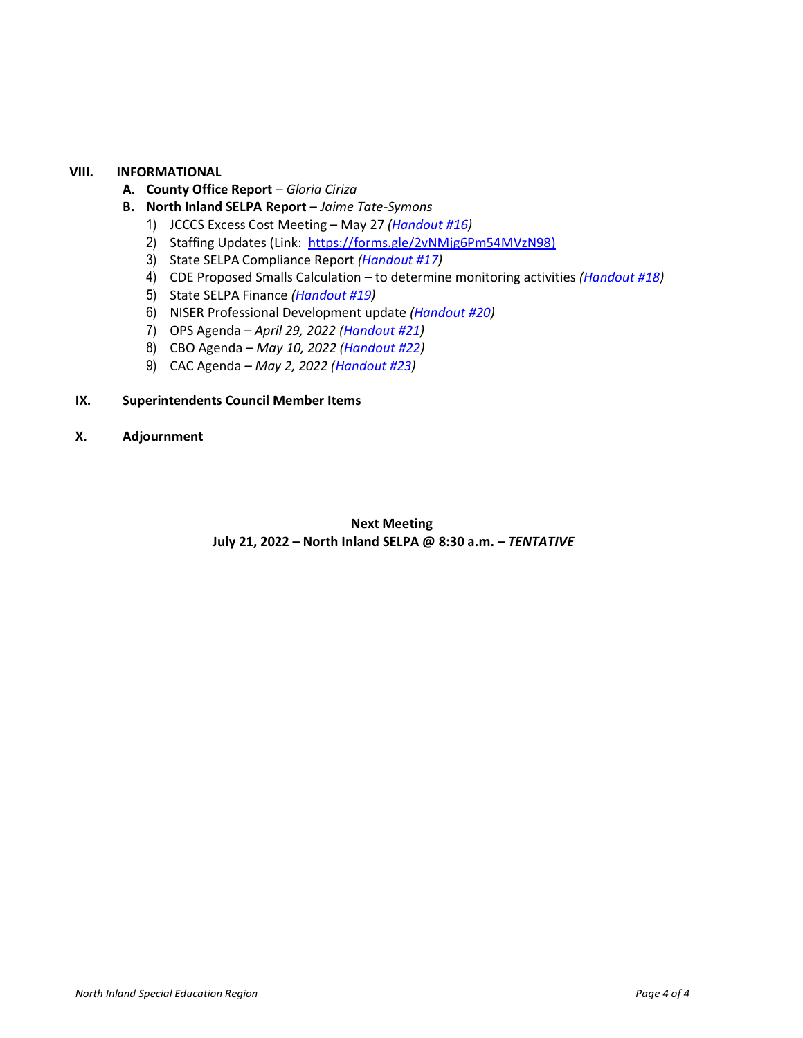**VIII. INFORMATIONAL**

**A. County Office Report** – *Gloria Ciriza*

**B. North Inland SELPA Report** – *Jaime Tate-Symons*

1) JCCCS Excess Cost Meeting – May 27 *(Handout #16)*
2) Staffing Updates (Link: https://forms.gle/2vNMjg6Pm54MVzN98)
3) State SELPA Compliance Report *(Handout #17)*
4) CDE Proposed Smalls Calculation – to determine monitoring activities *(Handout #18)*
5) State SELPA Finance *(Handout #19)*
6) NISER Professional Development update *(Handout #20)*
7) OPS Agenda – *April 29, 2022 (Handout #21)*
8) CBO Agenda – *May 10, 2022 (Handout #22)*
9) CAC Agenda – *May 2, 2022 (Handout #23)*

**IX. Superintendents Council Member Items**

**X. Adjournment**

**Next Meeting**
**July 21, 2022 – North Inland SELPA @ 8:30 a.m. – *TENTATIVE***